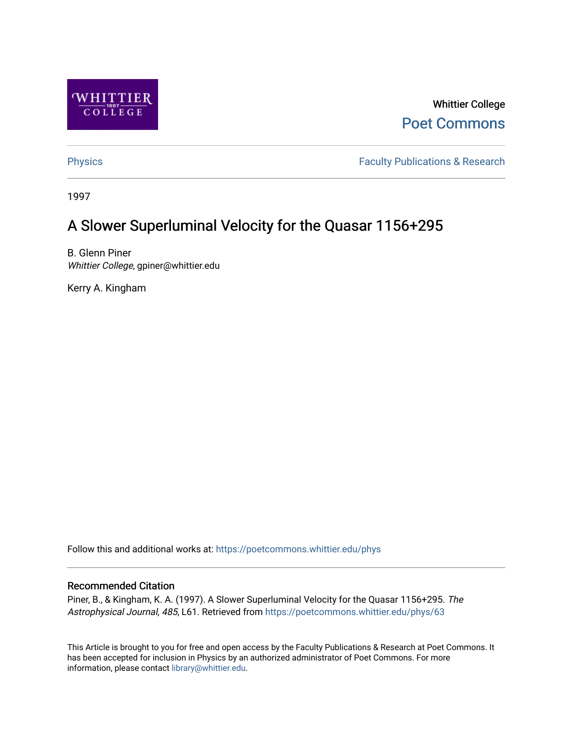Whittier College

Poet Commons

Physics

Faculty Publications & Research

1997

# A Slower Superluminal Velocity for the Quasar 1156+295

B. Glenn Piner

*Whittier College*, gpiner@whittier.edu

Kerry A. Kingham

Follow this and additional works at: https://poetcommons.whittier.edu/phys

## Recommended Citation

Piner, B., & Kingham, K. A. (1997). A Slower Superluminal Velocity for the Quasar 1156+295. *The Astrophysical Journal, 485*, L61. Retrieved from https://poetcommons.whittier.edu/phys/63

This Article is brought to you for free and open access by the Faculty Publications & Research at Poet Commons. It has been accepted for inclusion in Physics by an authorized administrator of Poet Commons. For more information, please contact library@whittier.edu.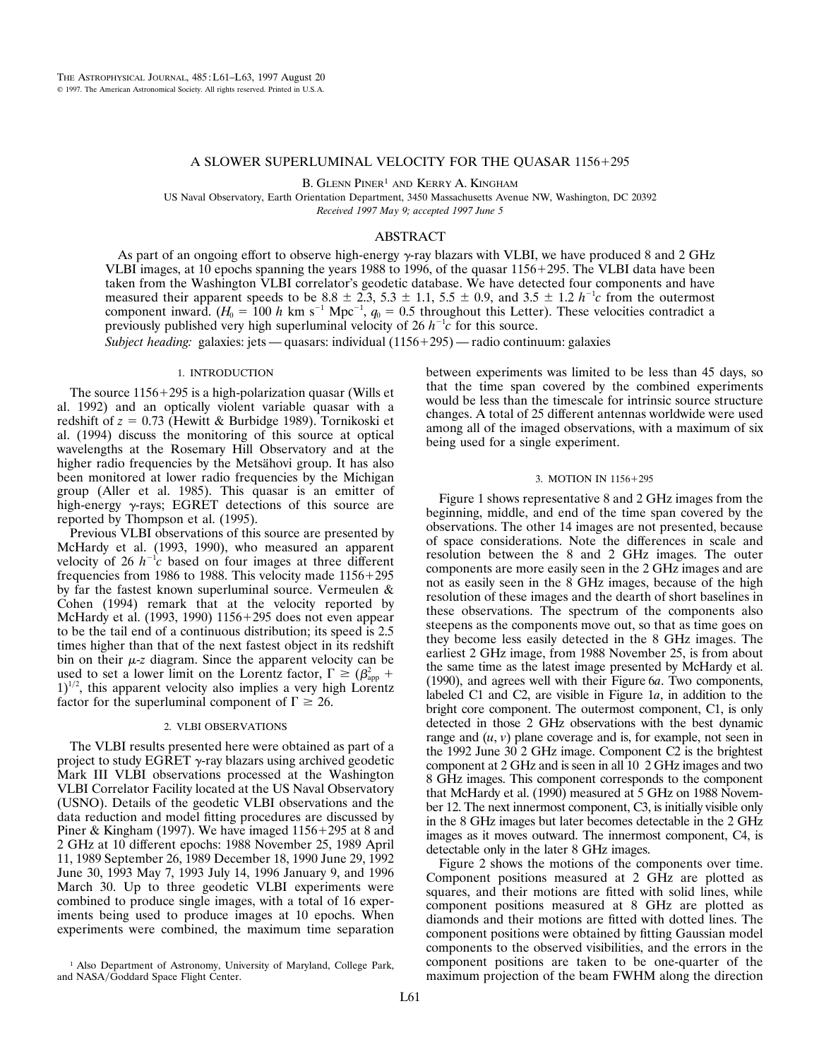# A SLOWER SUPERLUMINAL VELOCITY FOR THE QUASAR 1156+295

B. Glenn Piner[1] and Kerry A. Kingham

US Naval Observatory, Earth Orientation Department, 3450 Massachusetts Avenue NW, Washington, DC 20392

*Received 1997 May 9; accepted 1997 June 5*

## ABSTRACT

As part of an ongoing effort to observe high-energy γ-ray blazars with VLBI, we have produced 8 and 2 GHz VLBI images, at 10 epochs spanning the years 1988 to 1996, of the quasar 1156+295. The VLBI data have been taken from the Washington VLBI correlator's geodetic database. We have detected four components and have measured their apparent speeds to be $8.8 \pm 2.3$, $5.3 \pm 1.1$, $5.5 \pm 0.9$, and $3.5 \pm 1.2$ $h^{-1}c$ from the outermost component inward. ($H_0 = 100$ $h$ km s$^{-1}$ Mpc$^{-1}$, $q_0 = 0.5$ throughout this Letter). These velocities contradict a previously published very high superluminal velocity of 26 $h^{-1}c$ for this source.

*Subject heading:* galaxies: jets — quasars: individual (1156+295) — radio continuum: galaxies

## 1. INTRODUCTION

The source 1156+295 is a high-polarization quasar (Wills et al. 1992) and an optically violent variable quasar with a redshift of $z = 0.73$ (Hewitt & Burbidge 1989). Tornikoski et al. (1994) discuss the monitoring of this source at optical wavelengths at the Rosemary Hill Observatory and at the higher radio frequencies by the Metsähovi group. It has also been monitored at lower radio frequencies by the Michigan group (Aller et al. 1985). This quasar is an emitter of high-energy γ-rays; EGRET detections of this source are reported by Thompson et al. (1995).

Previous VLBI observations of this source are presented by McHardy et al. (1993, 1990), who measured an apparent velocity of 26 $h^{-1}c$ based on four images at three different frequencies from 1986 to 1988. This velocity made 1156+295 by far the fastest known superluminal source. Vermeulen & Cohen (1994) remark that at the velocity reported by McHardy et al. (1993, 1990) 1156+295 does not even appear to be the tail end of a continuous distribution; its speed is 2.5 times higher than that of the next fastest object in its redshift bin on their $\mu$-$z$ diagram. Since the apparent velocity can be used to set a lower limit on the Lorentz factor, $\Gamma \geq (\beta_{\mathrm{app}}^2 + 1)^{1/2}$, this apparent velocity also implies a very high Lorentz factor for the superluminal component of $\Gamma \geq 26$.

## 2. VLBI OBSERVATIONS

The VLBI results presented here were obtained as part of a project to study EGRET γ-ray blazars using archived geodetic Mark III VLBI observations processed at the Washington VLBI Correlator Facility located at the US Naval Observatory (USNO). Details of the geodetic VLBI observations and the data reduction and model fitting procedures are discussed by Piner & Kingham (1997). We have imaged 1156+295 at 8 and 2 GHz at 10 different epochs: 1988 November 25, 1989 April 11, 1989 September 26, 1989 December 18, 1990 June 29, 1992 June 30, 1993 May 7, 1993 July 14, 1996 January 9, and 1996 March 30. Up to three geodetic VLBI experiments were combined to produce single images, with a total of 16 experiments being used to produce images at 10 epochs. When experiments were combined, the maximum time separation between experiments was limited to be less than 45 days, so that the time span covered by the combined experiments would be less than the timescale for intrinsic source structure changes. A total of 25 different antennas worldwide were used among all of the imaged observations, with a maximum of six being used for a single experiment.

## 3. MOTION IN 1156+295

Figure 1 shows representative 8 and 2 GHz images from the beginning, middle, and end of the time span covered by the observations. The other 14 images are not presented, because of space considerations. Note the differences in scale and resolution between the 8 and 2 GHz images. The outer components are more easily seen in the 2 GHz images and are not as easily seen in the 8 GHz images, because of the high resolution of these images and the dearth of short baselines in these observations. The spectrum of the components also steepens as the components move out, so that as time goes on they become less easily detected in the 8 GHz images. The earliest 2 GHz image, from 1988 November 25, is from about the same time as the latest image presented by McHardy et al. (1990), and agrees well with their Figure 6*a*. Two components, labeled C1 and C2, are visible in Figure 1*a*, in addition to the bright core component. The outermost component, C1, is only detected in those 2 GHz observations with the best dynamic range and ($u$, $v$) plane coverage and is, for example, not seen in the 1992 June 30 2 GHz image. Component C2 is the brightest component at 2 GHz and is seen in all 10 2 GHz images and two 8 GHz images. This component corresponds to the component that McHardy et al. (1990) measured at 5 GHz on 1988 November 12. The next innermost component, C3, is initially visible only in the 8 GHz images but later becomes detectable in the 2 GHz images as it moves outward. The innermost component, C4, is detectable only in the later 8 GHz images.

Figure 2 shows the motions of the components over time. Component positions measured at 2 GHz are plotted as squares, and their motions are fitted with solid lines, while component positions measured at 8 GHz are plotted as diamonds and their motions are fitted with dotted lines. The component positions were obtained by fitting Gaussian model components to the observed visibilities, and the errors in the component positions are taken to be one-quarter of the maximum projection of the beam FWHM along the direction

[1] Also Department of Astronomy, University of Maryland, College Park, and NASA/Goddard Space Flight Center.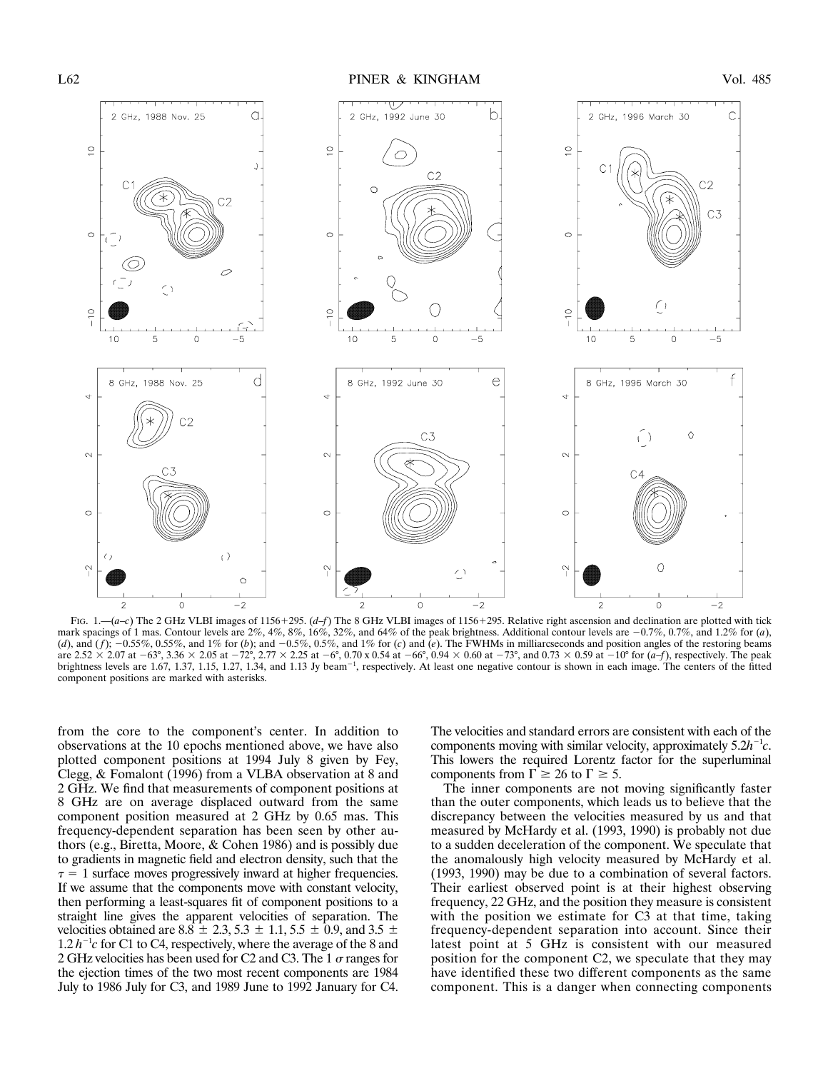FIG. 1.—(*a–c*) The 2 GHz VLBI images of 1156+295. (*d–f*) The 8 GHz VLBI images of 1156+295. Relative right ascension and declination are plotted with tick mark spacings of 1 mas. Contour levels are 2%, 4%, 8%, 16%, 32%, and 64% of the peak brightness. Additional contour levels are −0.7%, 0.7%, and 1.2% for (*a*), (*d*), and (*f*); −0.55%, 0.55%, and 1% for (*b*); and −0.5%, 0.5%, and 1% for (*c*) and (*e*). The FWHMs in milliarcseconds and position angles of the restoring beams are 2.52 × 2.07 at −63°, 3.36 × 2.05 at −72°, 2.77 × 2.25 at −6°, 0.70 x 0.54 at −66°, 0.94 × 0.60 at −73°, and 0.73 × 0.59 at −10° for (*a–f*), respectively. The peak brightness levels are 1.67, 1.37, 1.15, 1.27, 1.34, and 1.13 Jy beam$^{-1}$, respectively. At least one negative contour is shown in each image. The centers of the fitted component positions are marked with asterisks.

from the core to the component's center. In addition to observations at the 10 epochs mentioned above, we have also plotted component positions at 1994 July 8 given by Fey, Clegg, & Fomalont (1996) from a VLBA observation at 8 and 2 GHz. We find that measurements of component positions at 8 GHz are on average displaced outward from the same component position measured at 2 GHz by 0.65 mas. This frequency-dependent separation has been seen by other authors (e.g., Biretta, Moore, & Cohen 1986) and is possibly due to gradients in magnetic field and electron density, such that the $\tau = 1$ surface moves progressively inward at higher frequencies. If we assume that the components move with constant velocity, then performing a least-squares fit of component positions to a straight line gives the apparent velocities of separation. The velocities obtained are $8.8 \pm 2.3$, $5.3 \pm 1.1$, $5.5 \pm 0.9$, and $3.5 \pm 1.2\, h^{-1}c$ for C1 to C4, respectively, where the average of the 8 and 2 GHz velocities has been used for C2 and C3. The 1 $\sigma$ ranges for the ejection times of the two most recent components are 1984 July to 1986 July for C3, and 1989 June to 1992 January for C4. The velocities and standard errors are consistent with each of the components moving with similar velocity, approximately $5.2h^{-1}c$. This lowers the required Lorentz factor for the superluminal components from $\Gamma \geq 26$ to $\Gamma \geq 5$.

The inner components are not moving significantly faster than the outer components, which leads us to believe that the discrepancy between the velocities measured by us and that measured by McHardy et al. (1993, 1990) is probably not due to a sudden deceleration of the component. We speculate that the anomalously high velocity measured by McHardy et al. (1993, 1990) may be due to a combination of several factors. Their earliest observed point is at their highest observing frequency, 22 GHz, and the position they measure is consistent with the position we estimate for C3 at that time, taking frequency-dependent separation into account. Since their latest point at 5 GHz is consistent with our measured position for the component C2, we speculate that they may have identified these two different components as the same component. This is a danger when connecting components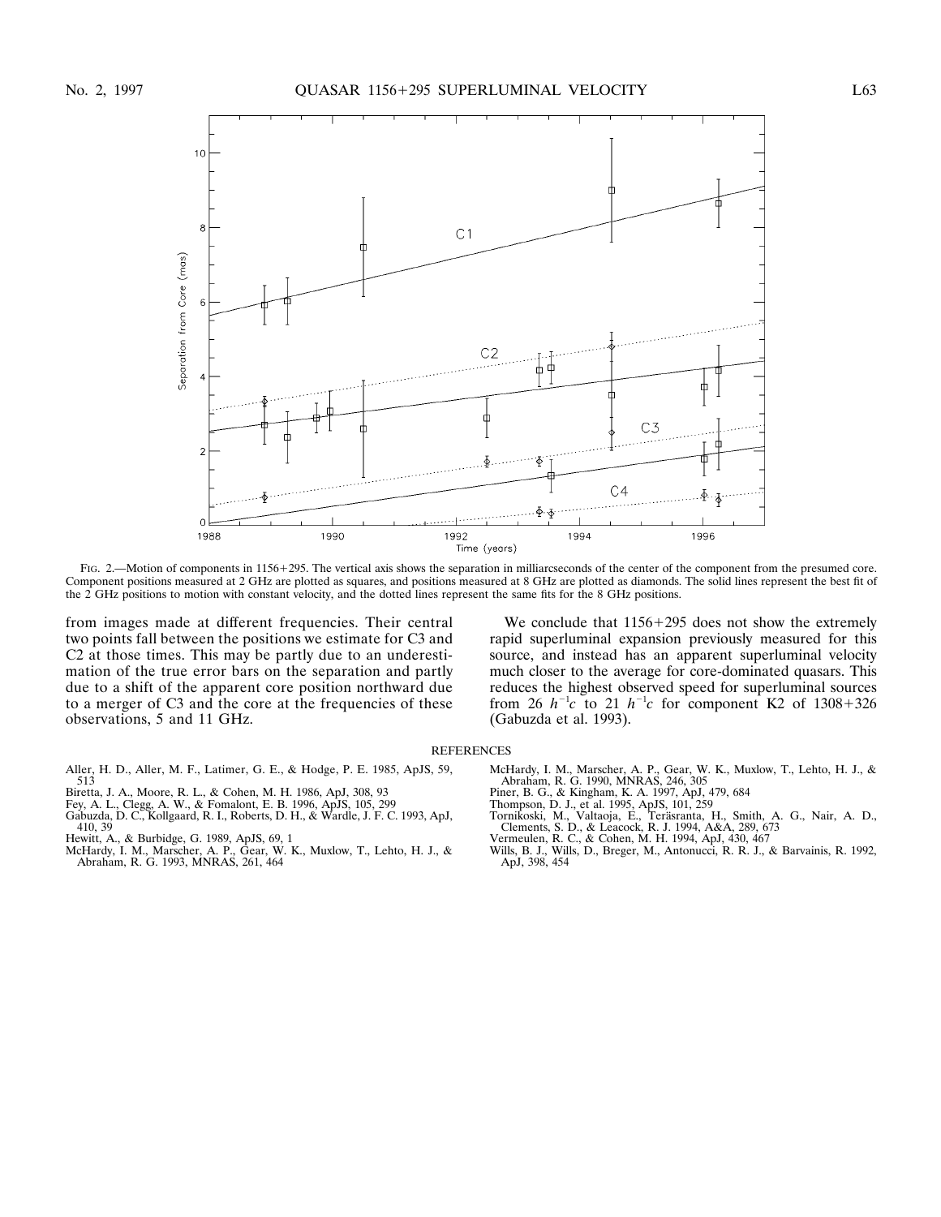10

8

6

4

2

0

C1

C2

C3

C4

1988

1990

1992

1994

1996

Separation from Core (mas)

Time (years)

FIG. 2.—Motion of components in 1156+295. The vertical axis shows the separation in milliarcseconds of the center of the component from the presumed core. Component positions measured at 2 GHz are plotted as squares, and positions measured at 8 GHz are plotted as diamonds. The solid lines represent the best fit of the 2 GHz positions to motion with constant velocity, and the dotted lines represent the same fits for the 8 GHz positions.

from images made at different frequencies. Their central two points fall between the positions we estimate for C3 and C2 at those times. This may be partly due to an underestimation of the true error bars on the separation and partly due to a shift of the apparent core position northward due to a merger of C3 and the core at the frequencies of these observations, 5 and 11 GHz.

We conclude that 1156+295 does not show the extremely rapid superluminal expansion previously measured for this source, and instead has an apparent superluminal velocity much closer to the average for core-dominated quasars. This reduces the highest observed speed for superluminal sources from 26 $h^{-1}c$ to 21 $h^{-1}c$ for component K2 of 1308+326 (Gabuzda et al. 1993).

## REFERENCES

Aller, H. D., Aller, M. F., Latimer, G. E., & Hodge, P. E. 1985, ApJS, 59, 513

Biretta, J. A., Moore, R. L., & Cohen, M. H. 1986, ApJ, 308, 93

Fey, A. L., Clegg, A. W., & Fomalont, E. B. 1996, ApJS, 105, 299

Gabuzda, D. C., Kollgaard, R. I., Roberts, D. H., & Wardle, J. F. C. 1993, ApJ, 410, 39

Hewitt, A., & Burbidge, G. 1989, ApJS, 69, 1

McHardy, I. M., Marscher, A. P., Gear, W. K., Muxlow, T., Lehto, H. J., & Abraham, R. G. 1993, MNRAS, 261, 464

McHardy, I. M., Marscher, A. P., Gear, W. K., Muxlow, T., Lehto, H. J., & Abraham, R. G. 1990, MNRAS, 246, 305

Piner, B. G., & Kingham, K. A. 1997, ApJ, 479, 684

Thompson, D. J., et al. 1995, ApJS, 101, 259

Tornikoski, M., Valtaoja, E., Teräsranta, H., Smith, A. G., Nair, A. D., Clements, S. D., & Leacock, R. J. 1994, A&A, 289, 673

Vermeulen, R. C., & Cohen, M. H. 1994, ApJ, 430, 467

Wills, B. J., Wills, D., Breger, M., Antonucci, R. R. J., & Barvainis, R. 1992, ApJ, 398, 454